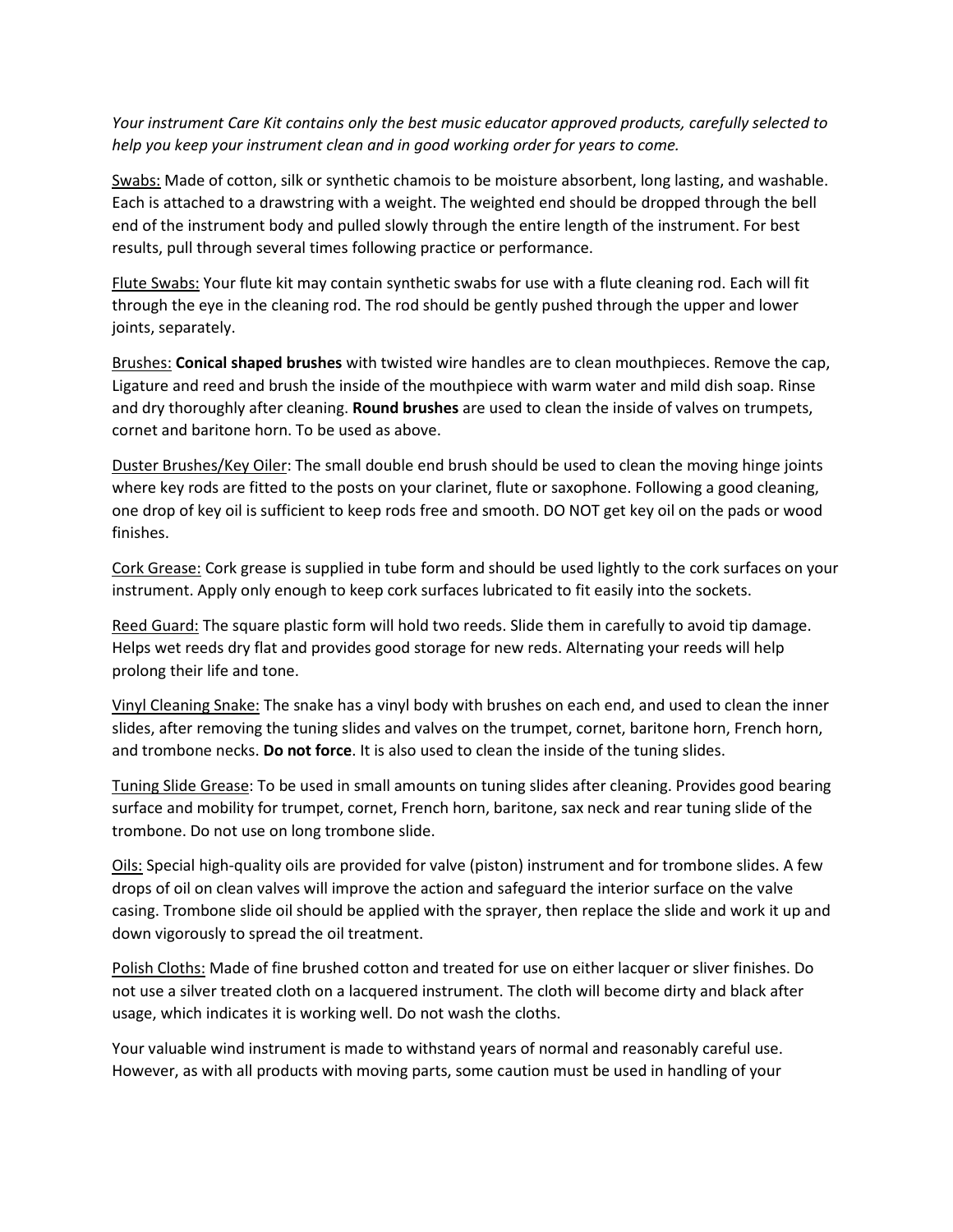*Your instrument Care Kit contains only the best music educator approved products, carefully selected to help you keep your instrument clean and in good working order for years to come.*

<u>Swabs:</u> Made of cotton, silk or synthetic chamois to be moisture absorbent, long lasting, and washable. Each is attached to a drawstring with a weight. The weighted end should be dropped through the bell end of the instrument body and pulled slowly through the entire length of the instrument. For best results, pull through several times following practice or performance.

<u>Flute Swabs:</u> Your flute kit may contain synthetic swabs for use with a flute cleaning rod. Each will fit through the eye in the cleaning rod. The rod should be gently pushed through the upper and lower joints, separately.

<u>Brushes:</u> **Conical shaped brushes** with twisted wire handles are to clean mouthpieces. Remove the cap, Ligature and reed and brush the inside of the mouthpiece with warm water and mild dish soap. Rinse and dry thoroughly after cleaning. **Round brushes** are used to clean the inside of valves on trumpets, cornet and baritone horn. To be used as above.

<u>Duster Brushes/Key Oiler</u>: The small double end brush should be used to clean the moving hinge joints where key rods are fitted to the posts on your clarinet, flute or saxophone. Following a good cleaning, one drop of key oil is sufficient to keep rods free and smooth. DO NOT get key oil on the pads or wood finishes.

<u>Cork Grease:</u> Cork grease is supplied in tube form and should be used lightly to the cork surfaces on your instrument. Apply only enough to keep cork surfaces lubricated to fit easily into the sockets.

<u>Reed Guard:</u> The square plastic form will hold two reeds. Slide them in carefully to avoid tip damage. Helps wet reeds dry flat and provides good storage for new reds. Alternating your reeds will help prolong their life and tone.

<u>Vinyl Cleaning Snake:</u> The snake has a vinyl body with brushes on each end, and used to clean the inner slides, after removing the tuning slides and valves on the trumpet, cornet, baritone horn, French horn, and trombone necks. **Do not force**. It is also used to clean the inside of the tuning slides.

<u>Tuning Slide Grease</u>: To be used in small amounts on tuning slides after cleaning. Provides good bearing surface and mobility for trumpet, cornet, French horn, baritone, sax neck and rear tuning slide of the trombone. Do not use on long trombone slide.

<u>Oils:</u> Special high-quality oils are provided for valve (piston) instrument and for trombone slides. A few drops of oil on clean valves will improve the action and safeguard the interior surface on the valve casing. Trombone slide oil should be applied with the sprayer, then replace the slide and work it up and down vigorously to spread the oil treatment.

<u>Polish Cloths:</u> Made of fine brushed cotton and treated for use on either lacquer or sliver finishes. Do not use a silver treated cloth on a lacquered instrument. The cloth will become dirty and black after usage, which indicates it is working well. Do not wash the cloths.

Your valuable wind instrument is made to withstand years of normal and reasonably careful use. However, as with all products with moving parts, some caution must be used in handling of your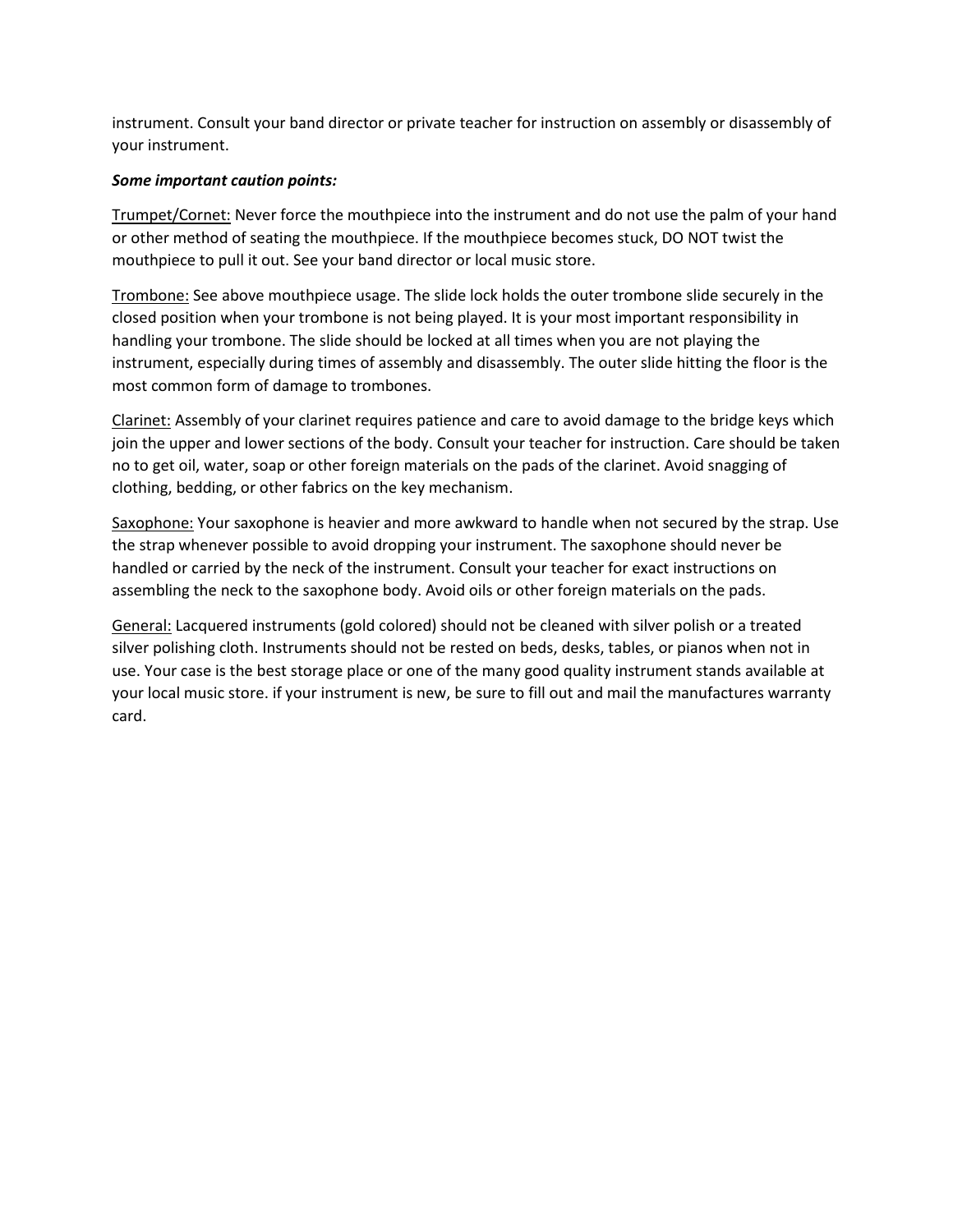instrument. Consult your band director or private teacher for instruction on assembly or disassembly of your instrument.

***Some important caution points:***

<u>Trumpet/Cornet:</u> Never force the mouthpiece into the instrument and do not use the palm of your hand or other method of seating the mouthpiece. If the mouthpiece becomes stuck, DO NOT twist the mouthpiece to pull it out. See your band director or local music store.

<u>Trombone:</u> See above mouthpiece usage. The slide lock holds the outer trombone slide securely in the closed position when your trombone is not being played. It is your most important responsibility in handling your trombone. The slide should be locked at all times when you are not playing the instrument, especially during times of assembly and disassembly. The outer slide hitting the floor is the most common form of damage to trombones.

<u>Clarinet:</u> Assembly of your clarinet requires patience and care to avoid damage to the bridge keys which join the upper and lower sections of the body. Consult your teacher for instruction. Care should be taken no to get oil, water, soap or other foreign materials on the pads of the clarinet. Avoid snagging of clothing, bedding, or other fabrics on the key mechanism.

<u>Saxophone:</u> Your saxophone is heavier and more awkward to handle when not secured by the strap. Use the strap whenever possible to avoid dropping your instrument. The saxophone should never be handled or carried by the neck of the instrument. Consult your teacher for exact instructions on assembling the neck to the saxophone body. Avoid oils or other foreign materials on the pads.

<u>General:</u> Lacquered instruments (gold colored) should not be cleaned with silver polish or a treated silver polishing cloth. Instruments should not be rested on beds, desks, tables, or pianos when not in use. Your case is the best storage place or one of the many good quality instrument stands available at your local music store. if your instrument is new, be sure to fill out and mail the manufactures warranty card.